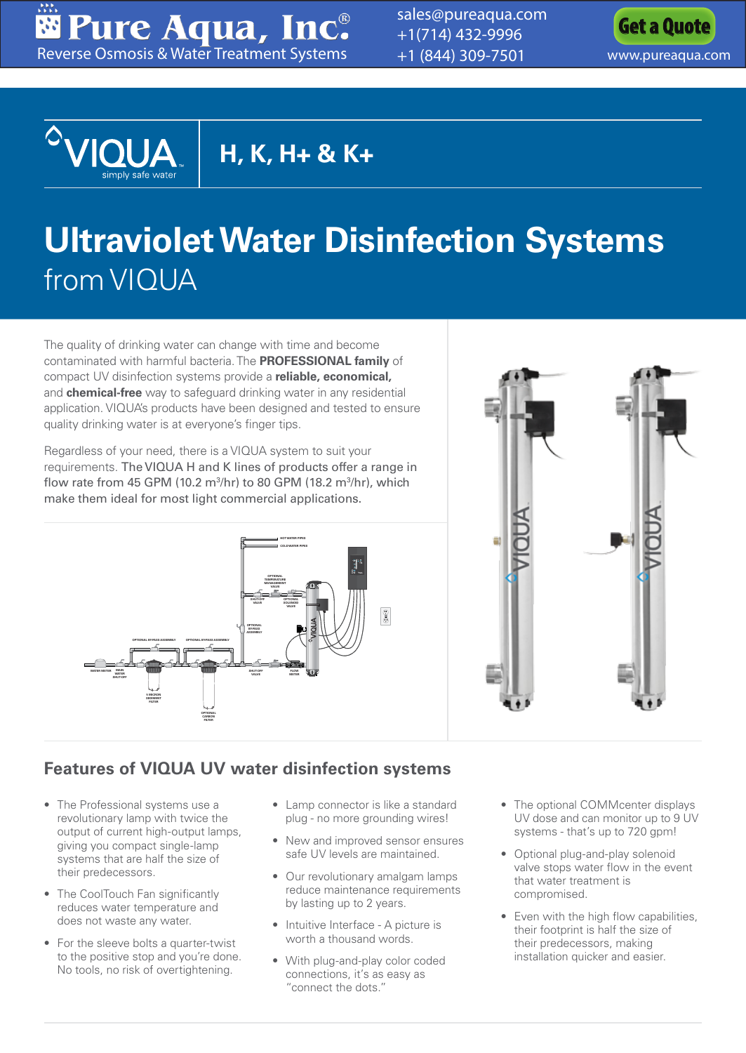# Pure Aqua, Inc.®

Reverse Osmosis & Water Treatment Systems

sales@pureaqua.com
+1(714) 432-9996
+1 (844) 309-7501

Get a Quote
www.pureaqua.com

VIQUA simply safe water

## H, K, H+ & K+

# Ultraviolet Water Disinfection Systems from VIQUA

The quality of drinking water can change with time and become contaminated with harmful bacteria. The **PROFESSIONAL family** of compact UV disinfection systems provide a **reliable, economical,** and **chemical-free** way to safeguard drinking water in any residential application. VIQUA's products have been designed and tested to ensure quality drinking water is at everyone's finger tips.

Regardless of your need, there is a VIQUA system to suit your requirements. The VIQUA H and K lines of products offer a range in flow rate from 45 GPM (10.2 m³/hr) to 80 GPM (18.2 m³/hr), which make them ideal for most light commercial applications.

## Features of VIQUA UV water disinfection systems

- The Professional systems use a revolutionary lamp with twice the output of current high-output lamps, giving you compact single-lamp systems that are half the size of their predecessors.
- The CoolTouch Fan significantly reduces water temperature and does not waste any water.
- For the sleeve bolts a quarter-twist to the positive stop and you're done. No tools, no risk of overtightening.
- Lamp connector is like a standard plug - no more grounding wires!
- New and improved sensor ensures safe UV levels are maintained.
- Our revolutionary amalgam lamps reduce maintenance requirements by lasting up to 2 years.
- Intuitive Interface - A picture is worth a thousand words.
- With plug-and-play color coded connections, it's as easy as "connect the dots."
- The optional COMMcenter displays UV dose and can monitor up to 9 UV systems - that's up to 720 gpm!
- Optional plug-and-play solenoid valve stops water flow in the event that water treatment is compromised.
- Even with the high flow capabilities, their footprint is half the size of their predecessors, making installation quicker and easier.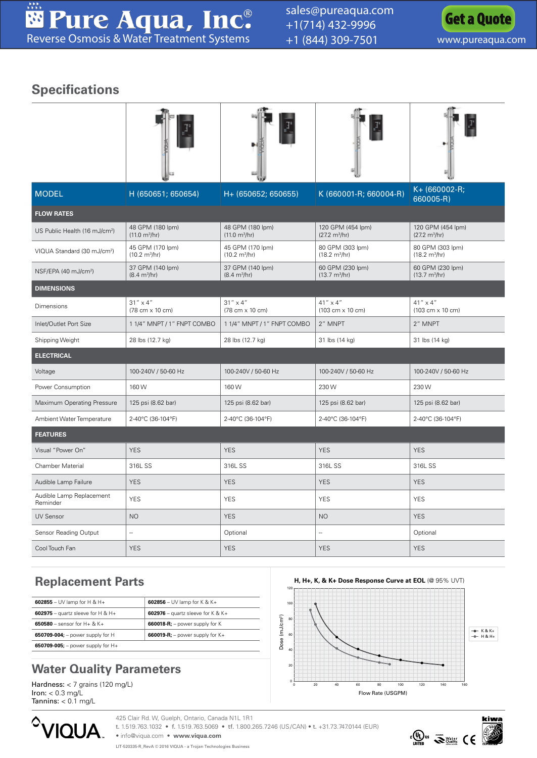## Specifications

| MODEL | H (650651; 650654) | H+ (650652; 650655) | K (660001-R; 660004-R) | K+ (660002-R; 660005-R) |
|---|---|---|---|---|
| **FLOW RATES** | | | | |
| US Public Health (16 mJ/cm²) | 48 GPM (180 lpm) (11.0 m³/hr) | 48 GPM (180 lpm) (11.0 m³/hr) | 120 GPM (454 lpm) (27.2 m³/hr) | 120 GPM (454 lpm) (27.2 m³/hr) |
| VIQUA Standard (30 mJ/cm²) | 45 GPM (170 lpm) (10.2 m³/hr) | 45 GPM (170 lpm) (10.2 m³/hr) | 80 GPM (303 lpm) (18.2 m³/hr) | 80 GPM (303 lpm) (18.2 m³/hr) |
| NSF/EPA (40 mJ/cm²) | 37 GPM (140 lpm) (8.4 m³/hr) | 37 GPM (140 lpm) (8.4 m³/hr) | 60 GPM (230 lpm) (13.7 m³/hr) | 60 GPM (230 lpm) (13.7 m³/hr) |
| **DIMENSIONS** | | | | |
| Dimensions | 31" x 4" (78 cm x 10 cm) | 31" x 4" (78 cm x 10 cm) | 41" x 4" (103 cm x 10 cm) | 41" x 4" (103 cm x 10 cm) |
| Inlet/Outlet Port Size | 1 1/4" MNPT / 1" FNPT COMBO | 1 1/4" MNPT / 1" FNPT COMBO | 2" MNPT | 2" MNPT |
| Shipping Weight | 28 lbs (12.7 kg) | 28 lbs (12.7 kg) | 31 lbs (14 kg) | 31 lbs (14 kg) |
| **ELECTRICAL** | | | | |
| Voltage | 100-240V / 50-60 Hz | 100-240V / 50-60 Hz | 100-240V / 50-60 Hz | 100-240V / 50-60 Hz |
| Power Consumption | 160 W | 160 W | 230 W | 230 W |
| Maximum Operating Pressure | 125 psi (8.62 bar) | 125 psi (8.62 bar) | 125 psi (8.62 bar) | 125 psi (8.62 bar) |
| Ambient Water Temperature | 2-40°C (36-104°F) | 2-40°C (36-104°F) | 2-40°C (36-104°F) | 2-40°C (36-104°F) |
| **FEATURES** | | | | |
| Visual "Power On" | YES | YES | YES | YES |
| Chamber Material | 316L SS | 316L SS | 316L SS | 316L SS |
| Audible Lamp Failure | YES | YES | YES | YES |
| Audible Lamp Replacement Reminder | YES | YES | YES | YES |
| UV Sensor | NO | YES | NO | YES |
| Sensor Reading Output | -- | Optional | -- | Optional |
| Cool Touch Fan | YES | YES | YES | YES |

## Replacement Parts

| | |
|---|---|
| **602855** – UV lamp for H & H+ | **602856** – UV lamp for K & K+ |
| **602975** – quartz sleeve for H & H+ | **602976** – quartz sleeve for K & K+ |
| **650580** – sensor for H+ & K+ | **660018-R;** – power supply for K |
| **650709-004;** – power supply for H | **660019-R;** – power supply for K+ |
| **650709-005;** – power supply for H+ | |

**H, H+, K, & K+ Dose Response Curve at EOL** (@ 95% UVT)

Dose (mJ/cm²)
120
100
80
60
40
20
0

Flow Rate (USGPM)
0 20 40 60 80 100 120 140 160

K & K+
H & H+

## Water Quality Parameters

Hardness: < 7 grains (120 mg/L)
Iron: < 0.3 mg/L
Tannins: < 0.1 mg/L

VIQUA

425 Clair Rd. W, Guelph, Ontario, Canada N1L 1R1
t. 1.519.763.1032 • f. 1.519.763.5069 • tf. 1.800.265.7246 (US/CAN) • t. +31.73.747.0144 (EUR)
• info@viqua.com • **www.viqua.com**

LIT-520335-R_RevA © 2016 VIQUA - a Trojan Technologies Business